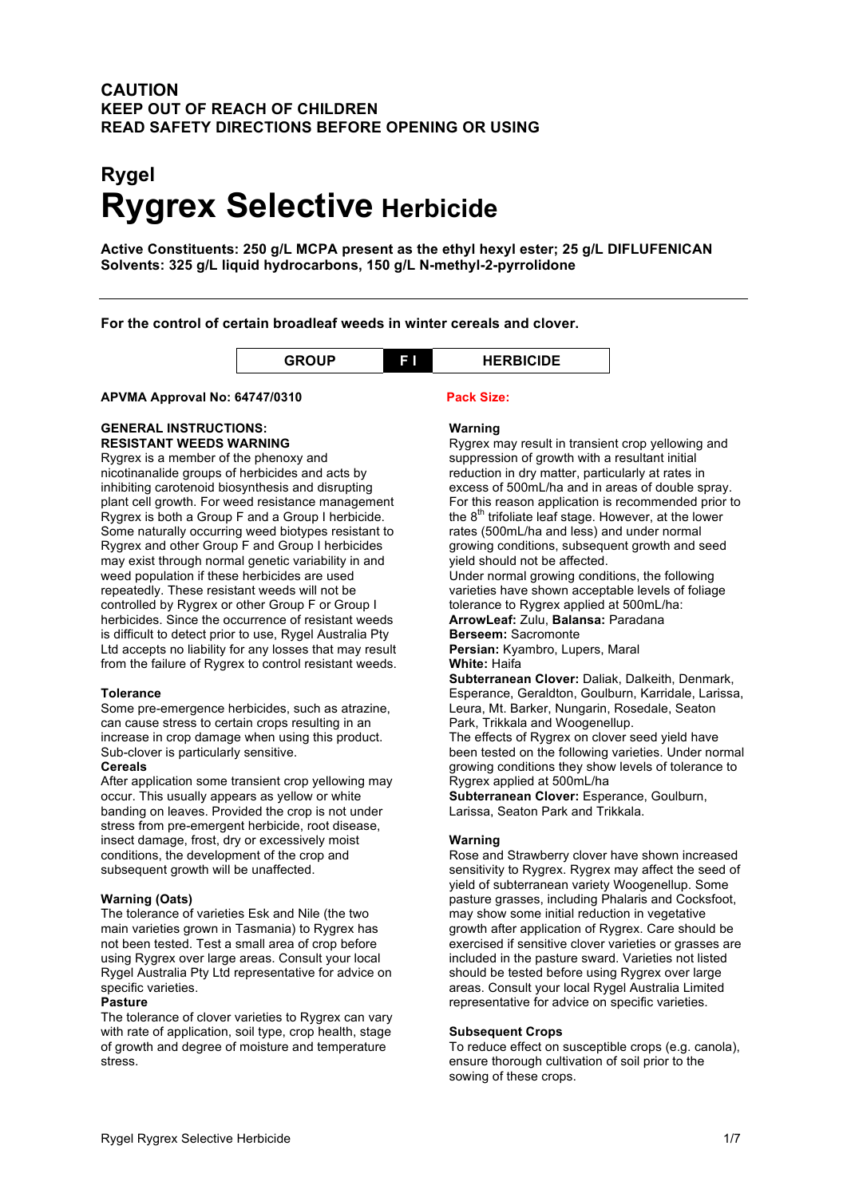**CAUTION**
**KEEP OUT OF REACH OF CHILDREN**
**READ SAFETY DIRECTIONS BEFORE OPENING OR USING**

## Rygel

# Rygrex Selective Herbicide

**Active Constituents: 250 g/L MCPA present as the ethyl hexyl ester; 25 g/L DIFLUFENICAN**
**Solvents: 325 g/L liquid hydrocarbons, 150 g/L N-methyl-2-pyrrolidone**

---

**For the control of certain broadleaf weeds in winter cereals and clover.**

| GROUP | F I | HERBICIDE |
|---|---|---|

**APVMA Approval No: 64747/0310**

**Pack Size:**

### GENERAL INSTRUCTIONS:

### RESISTANT WEEDS WARNING

Rygrex is a member of the phenoxy and nicotinanalide groups of herbicides and acts by inhibiting carotenoid biosynthesis and disrupting plant cell growth. For weed resistance management Rygrex is both a Group F and a Group I herbicide. Some naturally occurring weed biotypes resistant to Rygrex and other Group F and Group I herbicides may exist through normal genetic variability in and weed population if these herbicides are used repeatedly. These resistant weeds will not be controlled by Rygrex or other Group F or Group I herbicides. Since the occurrence of resistant weeds is difficult to detect prior to use, Rygel Australia Pty Ltd accepts no liability for any losses that may result from the failure of Rygrex to control resistant weeds.

### Tolerance

Some pre-emergence herbicides, such as atrazine, can cause stress to certain crops resulting in an increase in crop damage when using this product. Sub-clover is particularly sensitive.

#### Cereals

After application some transient crop yellowing may occur. This usually appears as yellow or white banding on leaves. Provided the crop is not under stress from pre-emergent herbicide, root disease, insect damage, frost, dry or excessively moist conditions, the development of the crop and subsequent growth will be unaffected.

#### Warning (Oats)

The tolerance of varieties Esk and Nile (the two main varieties grown in Tasmania) to Rygrex has not been tested. Test a small area of crop before using Rygrex over large areas. Consult your local Rygel Australia Pty Ltd representative for advice on specific varieties.

#### Pasture

The tolerance of clover varieties to Rygrex can vary with rate of application, soil type, crop health, stage of growth and degree of moisture and temperature stress.

#### Warning

Rygrex may result in transient crop yellowing and suppression of growth with a resultant initial reduction in dry matter, particularly at rates in excess of 500mL/ha and in areas of double spray. For this reason application is recommended prior to the 8th trifoliate leaf stage. However, at the lower rates (500mL/ha and less) and under normal growing conditions, subsequent growth and seed yield should not be affected.

Under normal growing conditions, the following varieties have shown acceptable levels of foliage tolerance to Rygrex applied at 500mL/ha:

**ArrowLeaf:** Zulu, **Balansa:** Paradana
**Berseem:** Sacromonte
**Persian:** Kyambro, Lupers, Maral
**White:** Haifa
**Subterranean Clover:** Daliak, Dalkeith, Denmark, Esperance, Geraldton, Goulburn, Karridale, Larissa, Leura, Mt. Barker, Nungarin, Rosedale, Seaton Park, Trikkala and Woogenellup.

The effects of Rygrex on clover seed yield have been tested on the following varieties. Under normal growing conditions they show levels of tolerance to Rygrex applied at 500mL/ha

**Subterranean Clover:** Esperance, Goulburn, Larissa, Seaton Park and Trikkala.

#### Warning

Rose and Strawberry clover have shown increased sensitivity to Rygrex. Rygrex may affect the seed of yield of subterranean variety Woogenellup. Some pasture grasses, including Phalaris and Cocksfoot, may show some initial reduction in vegetative growth after application of Rygrex. Care should be exercised if sensitive clover varieties or grasses are included in the pasture sward. Varieties not listed should be tested before using Rygrex over large areas. Consult your local Rygel Australia Limited representative for advice on specific varieties.

#### Subsequent Crops

To reduce effect on susceptible crops (e.g. canola), ensure thorough cultivation of soil prior to the sowing of these crops.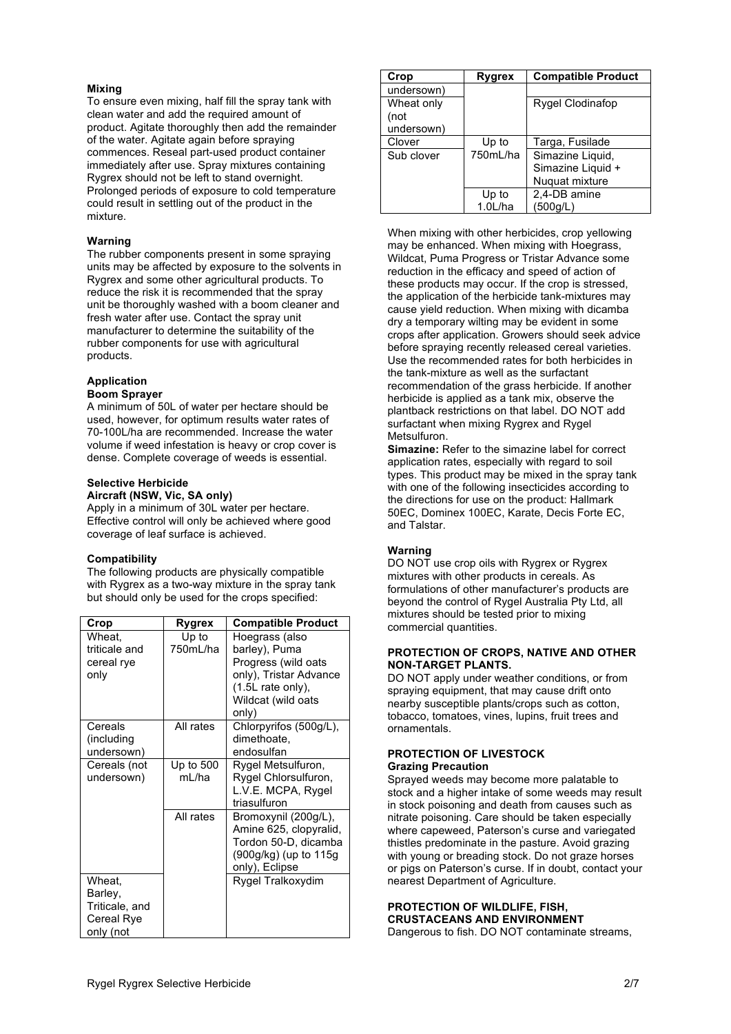**Mixing**

To ensure even mixing, half fill the spray tank with clean water and add the required amount of product. Agitate thoroughly then add the remainder of the water. Agitate again before spraying commences. Reseal part-used product container immediately after use. Spray mixtures containing Rygrex should not be left to stand overnight. Prolonged periods of exposure to cold temperature could result in settling out of the product in the mixture.

**Warning**

The rubber components present in some spraying units may be affected by exposure to the solvents in Rygrex and some other agricultural products. To reduce the risk it is recommended that the spray unit be thoroughly washed with a boom cleaner and fresh water after use. Contact the spray unit manufacturer to determine the suitability of the rubber components for use with agricultural products.

**Application**

**Boom Sprayer**

A minimum of 50L of water per hectare should be used, however, for optimum results water rates of 70-100L/ha are recommended. Increase the water volume if weed infestation is heavy or crop cover is dense. Complete coverage of weeds is essential.

**Selective Herbicide**

**Aircraft (NSW, Vic, SA only)**

Apply in a minimum of 30L water per hectare. Effective control will only be achieved where good coverage of leaf surface is achieved.

**Compatibility**

The following products are physically compatible with Rygrex as a two-way mixture in the spray tank but should only be used for the crops specified:

| Crop | Rygrex | Compatible Product |
|---|---|---|
| Wheat, triticale and cereal rye only | Up to 750mL/ha | Hoegrass (also barley), Puma Progress (wild oats only), Tristar Advance (1.5L rate only), Wildcat (wild oats only) |
| Cereals (including undersown) | All rates | Chlorpyrifos (500g/L), dimethoate, endosulfan |
| Cereals (not undersown) | Up to 500 mL/ha | Rygel Metsulfuron, Rygel Chlorsulfuron, L.V.E. MCPA, Rygel triasulfuron |
| | All rates | Bromoxynil (200g/L), Amine 625, clopyralid, Tordon 50-D, dicamba (900g/kg) (up to 115g only), Eclipse |
| Wheat, Barley, Triticale, and Cereal Rye only (not undersown) | | Rygel Tralkoxydim |
| Wheat only (not undersown) | | Rygel Clodinafop |
| Clover | Up to 750mL/ha | Targa, Fusilade |
| Sub clover | | Simazine Liquid, Simazine Liquid + Nuquat mixture |
| | Up to 1.0L/ha | 2,4-DB amine (500g/L) |

When mixing with other herbicides, crop yellowing may be enhanced. When mixing with Hoegrass, Wildcat, Puma Progress or Tristar Advance some reduction in the efficacy and speed of action of these products may occur. If the crop is stressed, the application of the herbicide tank-mixtures may cause yield reduction. When mixing with dicamba dry a temporary wilting may be evident in some crops after application. Growers should seek advice before spraying recently released cereal varieties. Use the recommended rates for both herbicides in the tank-mixture as well as the surfactant recommendation of the grass herbicide. If another herbicide is applied as a tank mix, observe the plantback restrictions on that label. DO NOT add surfactant when mixing Rygrex and Rygel Metsulfuron.

**Simazine:** Refer to the simazine label for correct application rates, especially with regard to soil types. This product may be mixed in the spray tank with one of the following insecticides according to the directions for use on the product: Hallmark 50EC, Dominex 100EC, Karate, Decis Forte EC, and Talstar.

**Warning**

DO NOT use crop oils with Rygrex or Rygrex mixtures with other products in cereals. As formulations of other manufacturer's products are beyond the control of Rygel Australia Pty Ltd, all mixtures should be tested prior to mixing commercial quantities.

**PROTECTION OF CROPS, NATIVE AND OTHER NON-TARGET PLANTS.**

DO NOT apply under weather conditions, or from spraying equipment, that may cause drift onto nearby susceptible plants/crops such as cotton, tobacco, tomatoes, vines, lupins, fruit trees and ornamentals.

**PROTECTION OF LIVESTOCK**

**Grazing Precaution**

Sprayed weeds may become more palatable to stock and a higher intake of some weeds may result in stock poisoning and death from causes such as nitrate poisoning. Care should be taken especially where capeweed, Paterson's curse and variegated thistles predominate in the pasture. Avoid grazing with young or breading stock. Do not graze horses or pigs on Paterson's curse. If in doubt, contact your nearest Department of Agriculture.

**PROTECTION OF WILDLIFE, FISH, CRUSTACEANS AND ENVIRONMENT**

Dangerous to fish. DO NOT contaminate streams,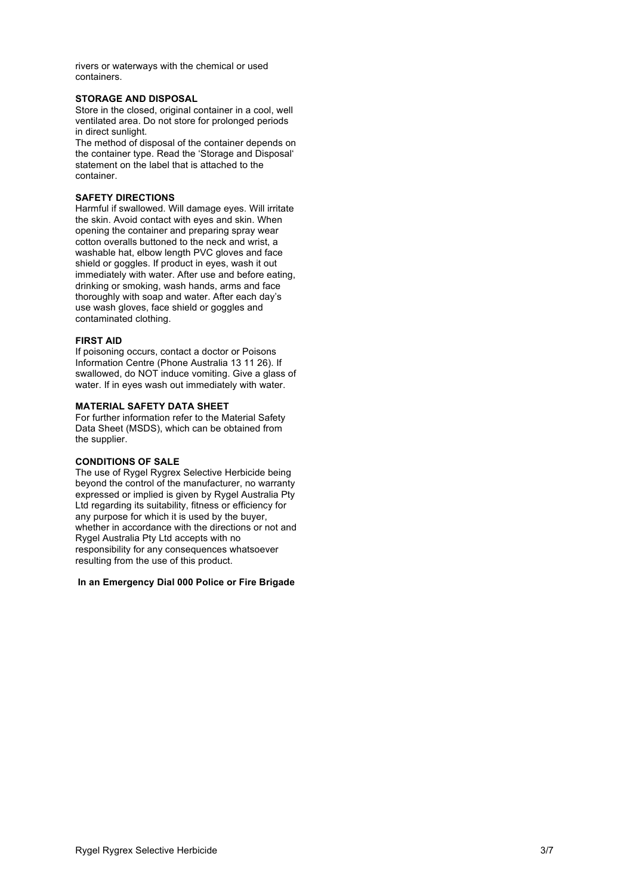rivers or waterways with the chemical or used containers.

### STORAGE AND DISPOSAL

Store in the closed, original container in a cool, well ventilated area. Do not store for prolonged periods in direct sunlight.

The method of disposal of the container depends on the container type. Read the 'Storage and Disposal' statement on the label that is attached to the container.

### SAFETY DIRECTIONS

Harmful if swallowed. Will damage eyes. Will irritate the skin. Avoid contact with eyes and skin. When opening the container and preparing spray wear cotton overalls buttoned to the neck and wrist, a washable hat, elbow length PVC gloves and face shield or goggles. If product in eyes, wash it out immediately with water. After use and before eating, drinking or smoking, wash hands, arms and face thoroughly with soap and water. After each day's use wash gloves, face shield or goggles and contaminated clothing.

### FIRST AID

If poisoning occurs, contact a doctor or Poisons Information Centre (Phone Australia 13 11 26). If swallowed, do NOT induce vomiting. Give a glass of water. If in eyes wash out immediately with water.

### MATERIAL SAFETY DATA SHEET

For further information refer to the Material Safety Data Sheet (MSDS), which can be obtained from the supplier.

### CONDITIONS OF SALE

The use of Rygel Rygrex Selective Herbicide being beyond the control of the manufacturer, no warranty expressed or implied is given by Rygel Australia Pty Ltd regarding its suitability, fitness or efficiency for any purpose for which it is used by the buyer, whether in accordance with the directions or not and Rygel Australia Pty Ltd accepts with no responsibility for any consequences whatsoever resulting from the use of this product.

**In an Emergency Dial 000 Police or Fire Brigade**